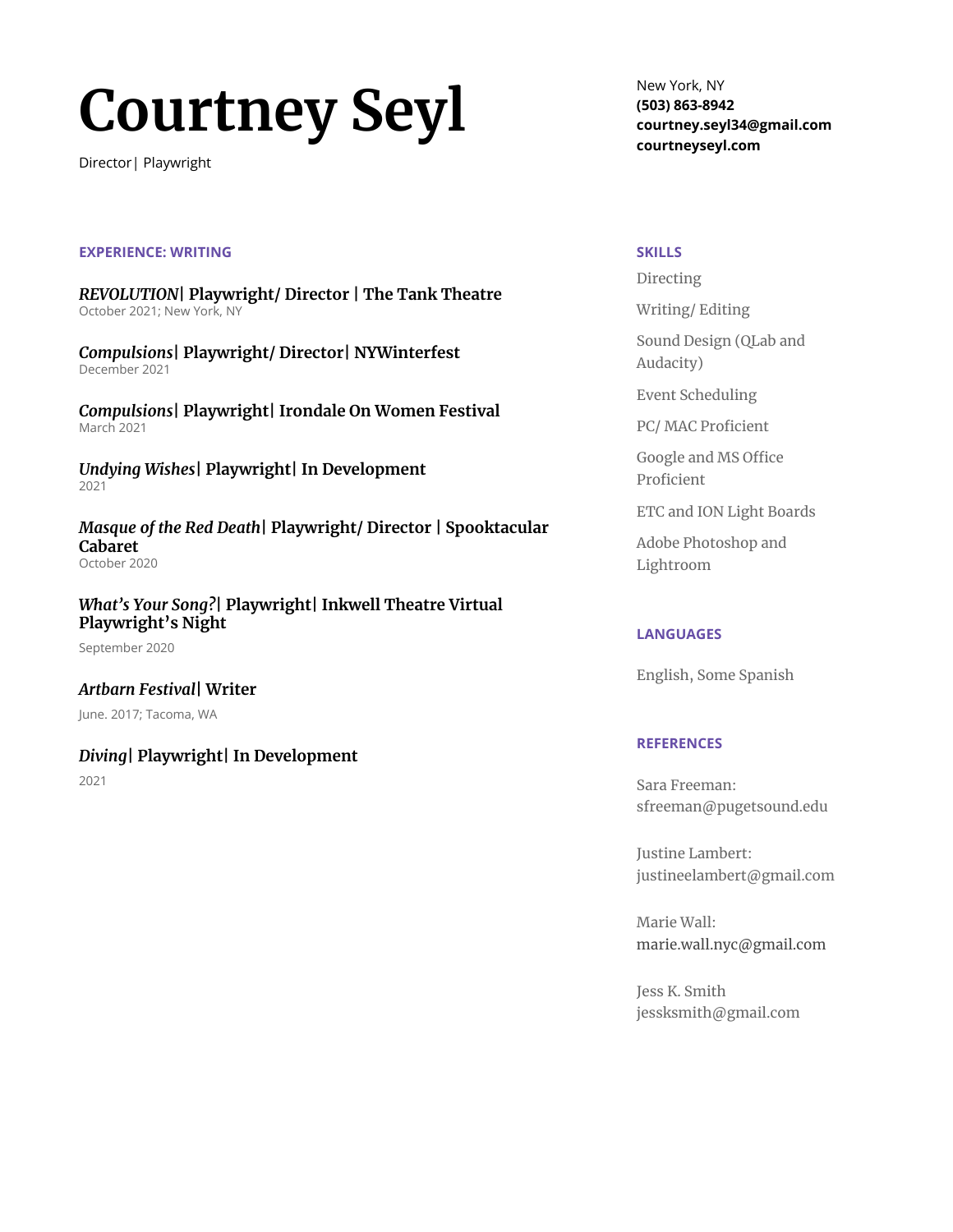# Courtney Seyl

Director| Playwright

New York, NY
**(503) 863-8942**
**courtney.seyl34@gmail.com**
**courtneyseyl.com**

## EXPERIENCE: WRITING

***REVOLUTION*| Playwright/ Director | The Tank Theatre**
October 2021; New York, NY

***Compulsions*| Playwright/ Director| NYWinterfest**
December 2021

***Compulsions*| Playwright| Irondale On Women Festival**
March 2021

***Undying Wishes*| Playwright| In Development**
2021

***Masque of the Red Death*| Playwright/ Director | Spooktacular Cabaret**
October 2020

***What's Your Song?*| Playwright| Inkwell Theatre Virtual Playwright's Night**
September 2020

***Artbarn Festival*| Writer**
June. 2017; Tacoma, WA

***Diving*| Playwright| In Development**
2021

## SKILLS

Directing

Writing/ Editing

Sound Design (QLab and Audacity)

Event Scheduling

PC/ MAC Proficient

Google and MS Office Proficient

ETC and ION Light Boards

Adobe Photoshop and Lightroom

## LANGUAGES

English, Some Spanish

## REFERENCES

Sara Freeman:
sfreeman@pugetsound.edu

Justine Lambert:
justineelambert@gmail.com

Marie Wall:
marie.wall.nyc@gmail.com

Jess K. Smith
jessksmith@gmail.com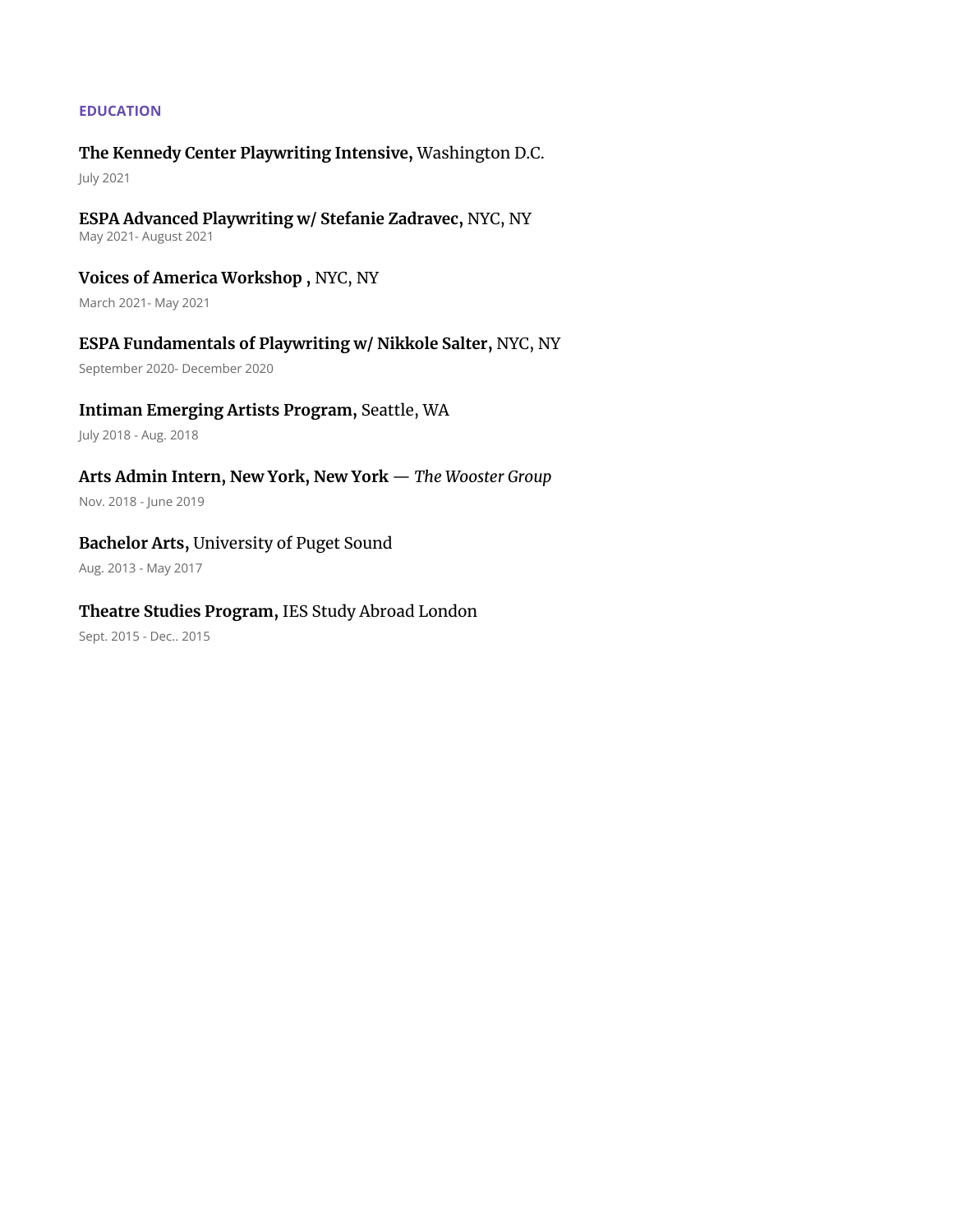## EDUCATION

**The Kennedy Center Playwriting Intensive,** Washington D.C.

July 2021

**ESPA Advanced Playwriting w/ Stefanie Zadravec,** NYC, NY

May 2021- August 2021

**Voices of America Workshop ,** NYC, NY

March 2021- May 2021

**ESPA Fundamentals of Playwriting w/ Nikkole Salter,** NYC, NY

September 2020- December 2020

**Intiman Emerging Artists Program,** Seattle, WA

July 2018 - Aug. 2018

**Arts Admin Intern, New York, New York** — *The Wooster Group*

Nov. 2018 - June 2019

**Bachelor Arts,** University of Puget Sound

Aug. 2013 - May 2017

**Theatre Studies Program,** IES Study Abroad London

Sept. 2015 - Dec.. 2015